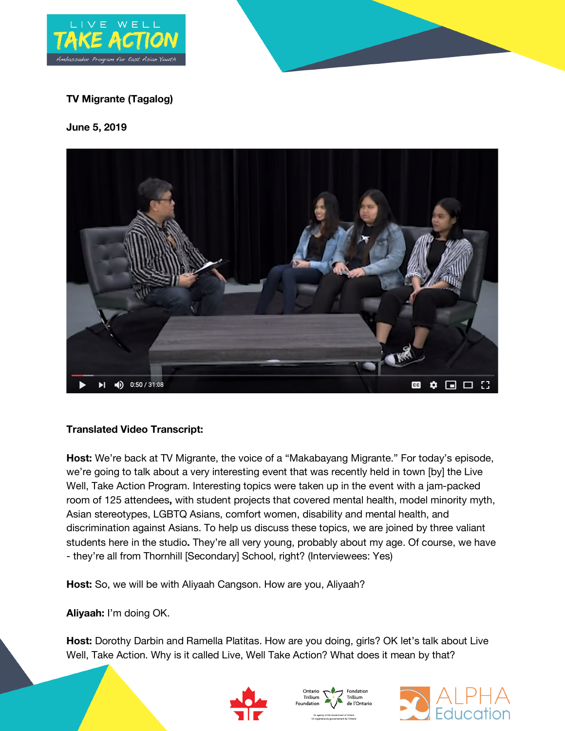**TV Migrante (Tagalog)**

**June 5, 2019**

**Translated Video Transcript:**

**Host:** We're back at TV Migrante, the voice of a "Makabayang Migrante." For today's episode, we're going to talk about a very interesting event that was recently held in town [by] the Live Well, Take Action Program. Interesting topics were taken up in the event with a jam-packed room of 125 attendees**,** with student projects that covered mental health, model minority myth, Asian stereotypes, LGBTQ Asians, comfort women, disability and mental health, and discrimination against Asians. To help us discuss these topics, we are joined by three valiant students here in the studio**.** They're all very young, probably about my age. Of course, we have - they're all from Thornhill [Secondary] School, right? (Interviewees: Yes)

**Host:** So, we will be with Aliyaah Cangson. How are you, Aliyaah?

**Aliyaah:** I'm doing OK.

**Host:** Dorothy Darbin and Ramella Platitas. How are you doing, girls? OK let's talk about Live Well, Take Action. Why is it called Live, Well Take Action? What does it mean by that?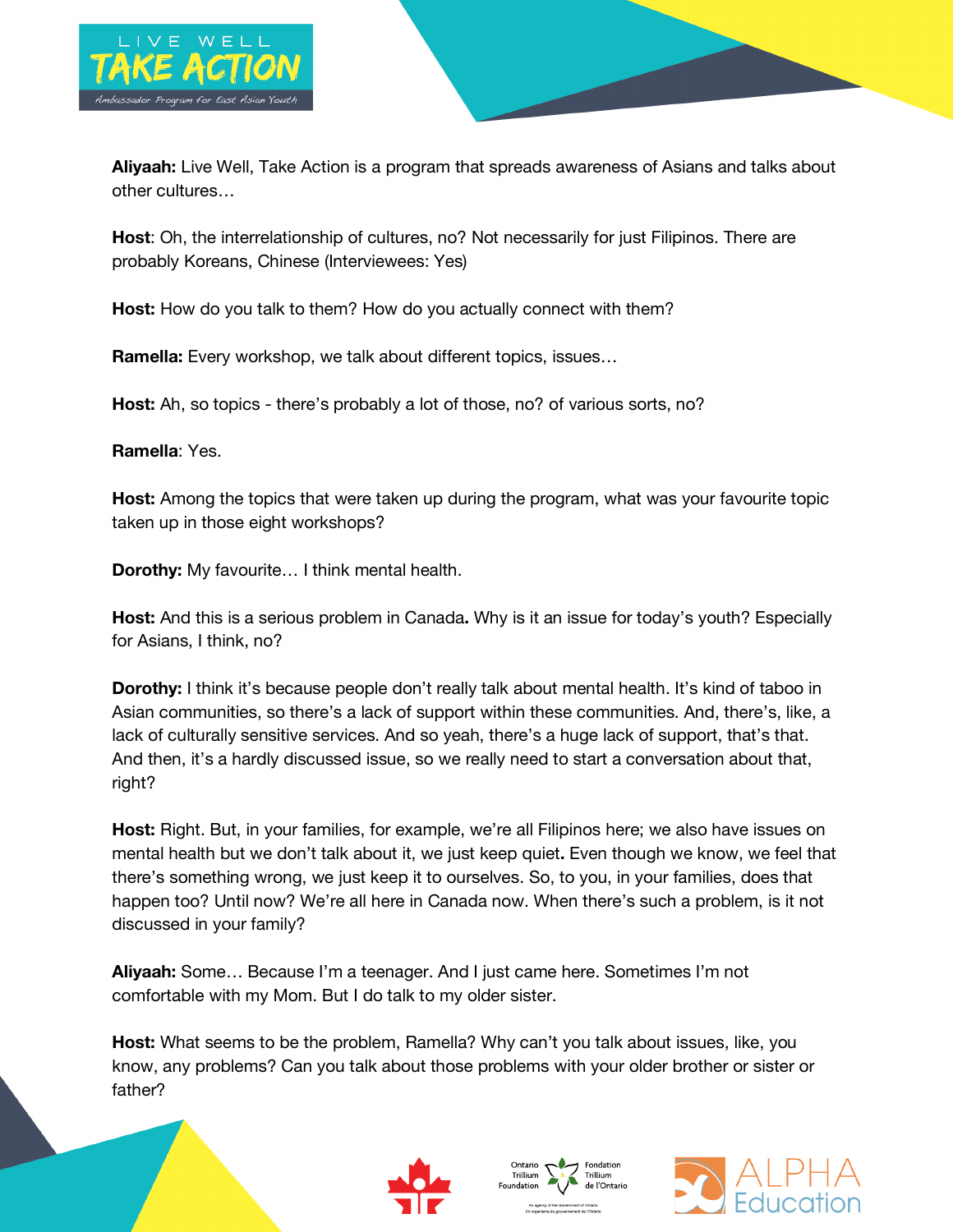**Aliyaah:** Live Well, Take Action is a program that spreads awareness of Asians and talks about other cultures…

**Host**: Oh, the interrelationship of cultures, no? Not necessarily for just Filipinos. There are probably Koreans, Chinese (Interviewees: Yes)

**Host:** How do you talk to them? How do you actually connect with them?

**Ramella:** Every workshop, we talk about different topics, issues…

**Host:** Ah, so topics - there's probably a lot of those, no? of various sorts, no?

**Ramella**: Yes.

**Host:** Among the topics that were taken up during the program, what was your favourite topic taken up in those eight workshops?

**Dorothy:** My favourite… I think mental health.

**Host:** And this is a serious problem in Canada**.** Why is it an issue for today's youth? Especially for Asians, I think, no?

**Dorothy:** I think it's because people don't really talk about mental health. It's kind of taboo in Asian communities, so there's a lack of support within these communities. And, there's, like, a lack of culturally sensitive services. And so yeah, there's a huge lack of support, that's that. And then, it's a hardly discussed issue, so we really need to start a conversation about that, right?

**Host:** Right. But, in your families, for example, we're all Filipinos here; we also have issues on mental health but we don't talk about it, we just keep quiet**.** Even though we know, we feel that there's something wrong, we just keep it to ourselves. So, to you, in your families, does that happen too? Until now? We're all here in Canada now. When there's such a problem, is it not discussed in your family?

**Aliyaah:** Some… Because I'm a teenager. And I just came here. Sometimes I'm not comfortable with my Mom. But I do talk to my older sister.

**Host:** What seems to be the problem, Ramella? Why can't you talk about issues, like, you know, any problems? Can you talk about those problems with your older brother or sister or father?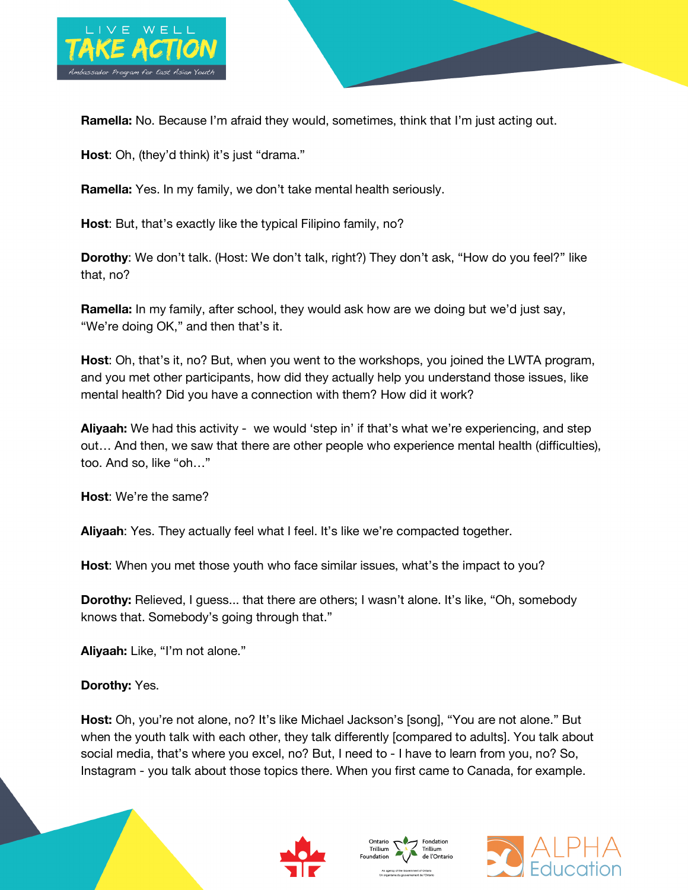**Ramella:** No. Because I'm afraid they would, sometimes, think that I'm just acting out.

**Host**: Oh, (they'd think) it's just "drama."

**Ramella:** Yes. In my family, we don't take mental health seriously.

**Host**: But, that's exactly like the typical Filipino family, no?

**Dorothy**: We don't talk. (Host: We don't talk, right?) They don't ask, "How do you feel?" like that, no?

**Ramella:** In my family, after school, they would ask how are we doing but we'd just say, "We're doing OK," and then that's it.

**Host**: Oh, that's it, no? But, when you went to the workshops, you joined the LWTA program, and you met other participants, how did they actually help you understand those issues, like mental health? Did you have a connection with them? How did it work?

**Aliyaah:** We had this activity - we would 'step in' if that's what we're experiencing, and step out… And then, we saw that there are other people who experience mental health (difficulties), too. And so, like "oh…"

**Host**: We're the same?

**Aliyaah**: Yes. They actually feel what I feel. It's like we're compacted together.

**Host**: When you met those youth who face similar issues, what's the impact to you?

**Dorothy:** Relieved, I guess... that there are others; I wasn't alone. It's like, "Oh, somebody knows that. Somebody's going through that."

**Aliyaah:** Like, "I'm not alone."

**Dorothy:** Yes.

**Host:** Oh, you're not alone, no? It's like Michael Jackson's [song], "You are not alone." But when the youth talk with each other, they talk differently [compared to adults]. You talk about social media, that's where you excel, no? But, I need to - I have to learn from you, no? So, Instagram - you talk about those topics there. When you first came to Canada, for example.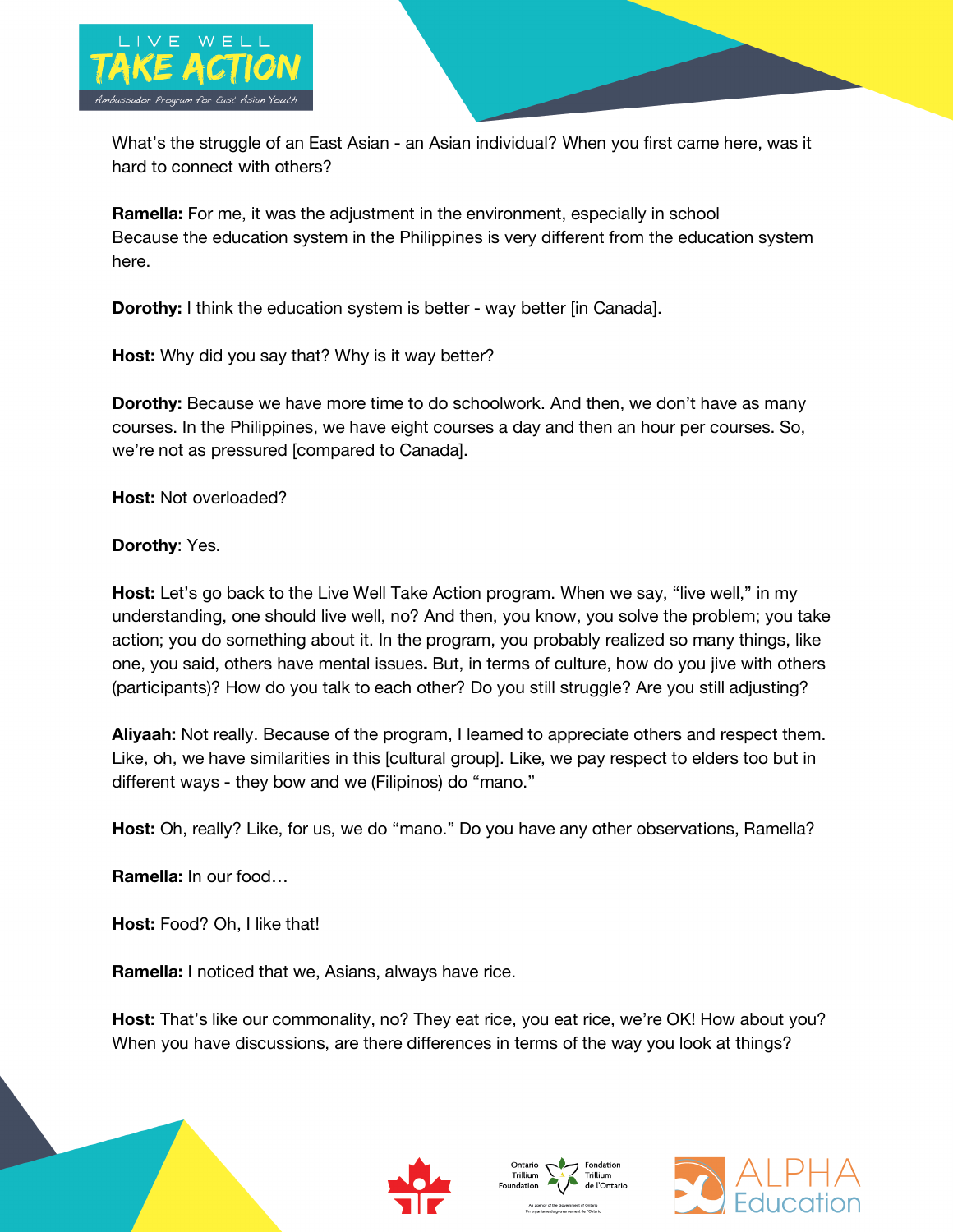What's the struggle of an East Asian - an Asian individual? When you first came here, was it hard to connect with others?

**Ramella:** For me, it was the adjustment in the environment, especially in school Because the education system in the Philippines is very different from the education system here.

**Dorothy:** I think the education system is better - way better [in Canada].

**Host:** Why did you say that? Why is it way better?

**Dorothy:** Because we have more time to do schoolwork. And then, we don't have as many courses. In the Philippines, we have eight courses a day and then an hour per courses. So, we're not as pressured [compared to Canada].

**Host:** Not overloaded?

**Dorothy**: Yes.

**Host:** Let's go back to the Live Well Take Action program. When we say, "live well," in my understanding, one should live well, no? And then, you know, you solve the problem; you take action; you do something about it. In the program, you probably realized so many things, like one, you said, others have mental issues**.** But, in terms of culture, how do you jive with others (participants)? How do you talk to each other? Do you still struggle? Are you still adjusting?

**Aliyaah:** Not really. Because of the program, I learned to appreciate others and respect them. Like, oh, we have similarities in this [cultural group]. Like, we pay respect to elders too but in different ways - they bow and we (Filipinos) do "mano."

**Host:** Oh, really? Like, for us, we do "mano." Do you have any other observations, Ramella?

**Ramella:** In our food…

**Host:** Food? Oh, I like that!

**Ramella:** I noticed that we, Asians, always have rice.

**Host:** That's like our commonality, no? They eat rice, you eat rice, we're OK! How about you? When you have discussions, are there differences in terms of the way you look at things?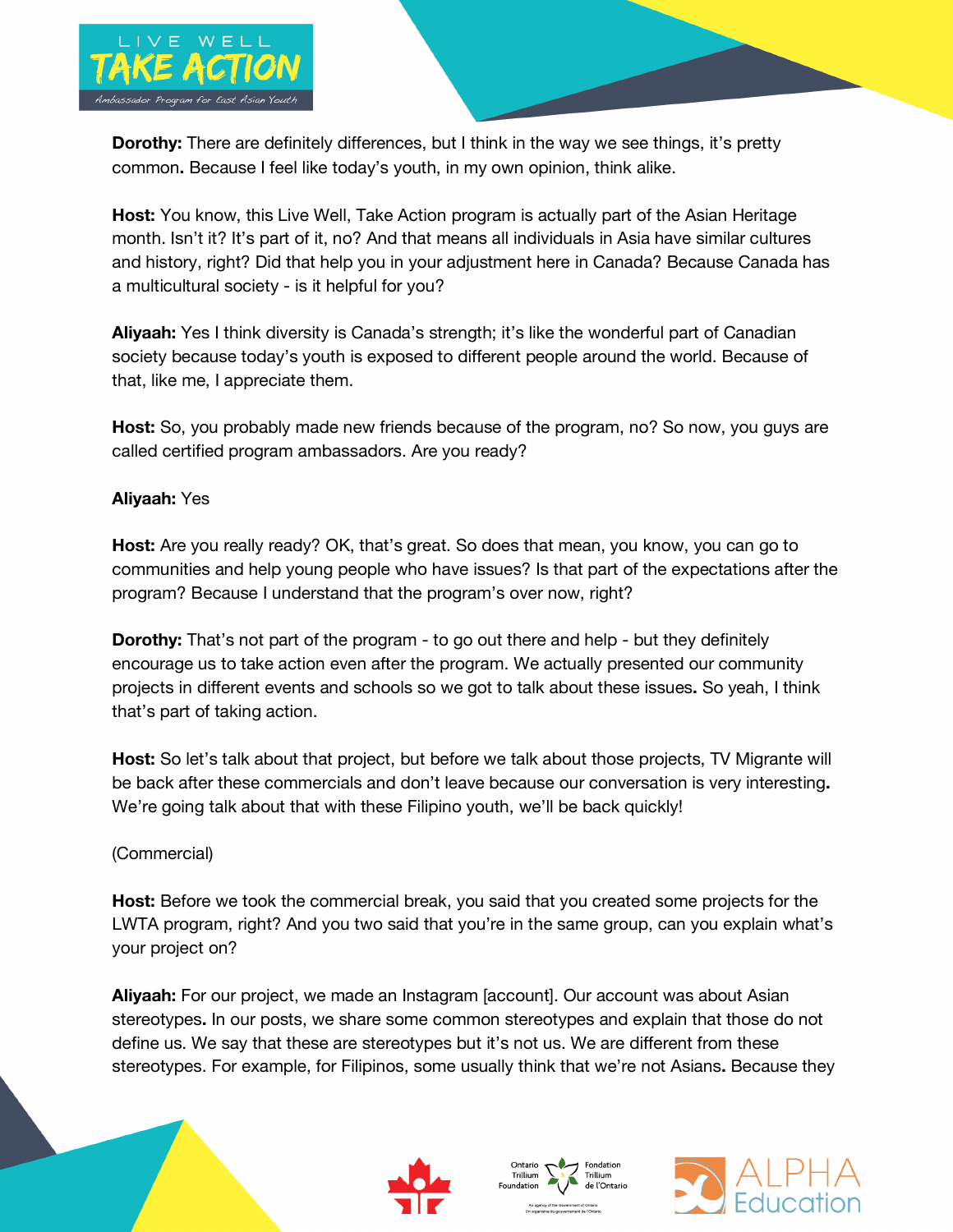**Dorothy:** There are definitely differences, but I think in the way we see things, it's pretty common**.** Because I feel like today's youth, in my own opinion, think alike.

**Host:** You know, this Live Well, Take Action program is actually part of the Asian Heritage month. Isn't it? It's part of it, no? And that means all individuals in Asia have similar cultures and history, right? Did that help you in your adjustment here in Canada? Because Canada has a multicultural society - is it helpful for you?

**Aliyaah:** Yes I think diversity is Canada's strength; it's like the wonderful part of Canadian society because today's youth is exposed to different people around the world. Because of that, like me, I appreciate them.

**Host:** So, you probably made new friends because of the program, no? So now, you guys are called certified program ambassadors. Are you ready?

**Aliyaah:** Yes

**Host:** Are you really ready? OK, that's great. So does that mean, you know, you can go to communities and help young people who have issues? Is that part of the expectations after the program? Because I understand that the program's over now, right?

**Dorothy:** That's not part of the program - to go out there and help - but they definitely encourage us to take action even after the program. We actually presented our community projects in different events and schools so we got to talk about these issues**.** So yeah, I think that's part of taking action.

**Host:** So let's talk about that project, but before we talk about those projects, TV Migrante will be back after these commercials and don't leave because our conversation is very interesting**.** We're going talk about that with these Filipino youth, we'll be back quickly!

(Commercial)

**Host:** Before we took the commercial break, you said that you created some projects for the LWTA program, right? And you two said that you're in the same group, can you explain what's your project on?

**Aliyaah:** For our project, we made an Instagram [account]. Our account was about Asian stereotypes**.** In our posts, we share some common stereotypes and explain that those do not define us. We say that these are stereotypes but it's not us. We are different from these stereotypes. For example, for Filipinos, some usually think that we're not Asians**.** Because they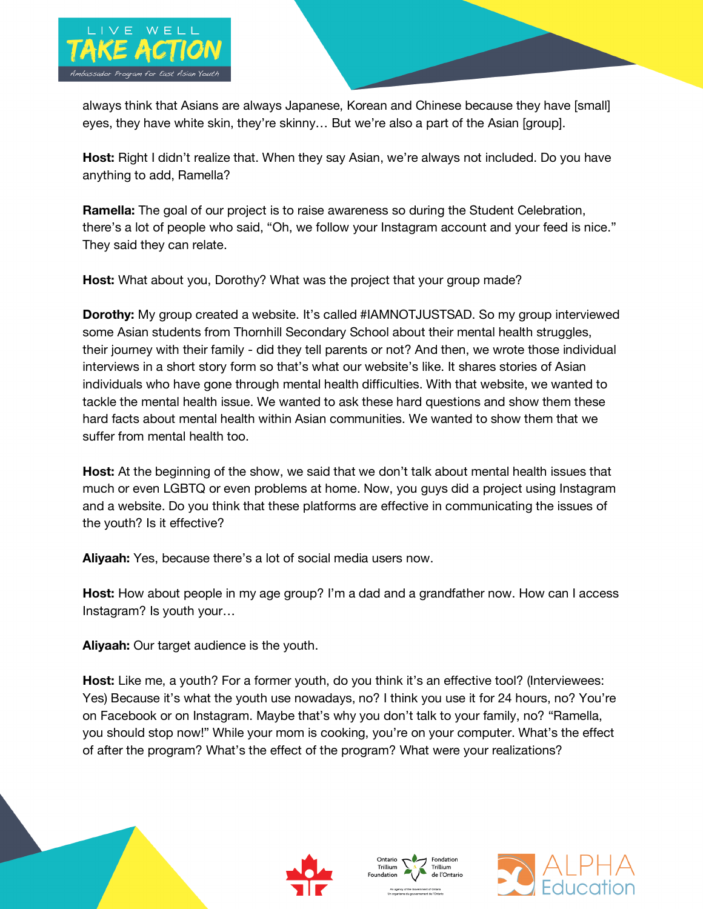always think that Asians are always Japanese, Korean and Chinese because they have [small] eyes, they have white skin, they're skinny… But we're also a part of the Asian [group].

**Host:** Right I didn't realize that. When they say Asian, we're always not included. Do you have anything to add, Ramella?

**Ramella:** The goal of our project is to raise awareness so during the Student Celebration, there's a lot of people who said, "Oh, we follow your Instagram account and your feed is nice." They said they can relate.

**Host:** What about you, Dorothy? What was the project that your group made?

**Dorothy:** My group created a website. It's called #IAMNOTJUSTSAD. So my group interviewed some Asian students from Thornhill Secondary School about their mental health struggles, their journey with their family - did they tell parents or not? And then, we wrote those individual interviews in a short story form so that's what our website's like. It shares stories of Asian individuals who have gone through mental health difficulties. With that website, we wanted to tackle the mental health issue. We wanted to ask these hard questions and show them these hard facts about mental health within Asian communities. We wanted to show them that we suffer from mental health too.

**Host:** At the beginning of the show, we said that we don't talk about mental health issues that much or even LGBTQ or even problems at home. Now, you guys did a project using Instagram and a website. Do you think that these platforms are effective in communicating the issues of the youth? Is it effective?

**Aliyaah:** Yes, because there's a lot of social media users now.

**Host:** How about people in my age group? I'm a dad and a grandfather now. How can I access Instagram? Is youth your…

**Aliyaah:** Our target audience is the youth.

**Host:** Like me, a youth? For a former youth, do you think it's an effective tool? (Interviewees: Yes) Because it's what the youth use nowadays, no? I think you use it for 24 hours, no? You're on Facebook or on Instagram. Maybe that's why you don't talk to your family, no? "Ramella, you should stop now!" While your mom is cooking, you're on your computer. What's the effect of after the program? What's the effect of the program? What were your realizations?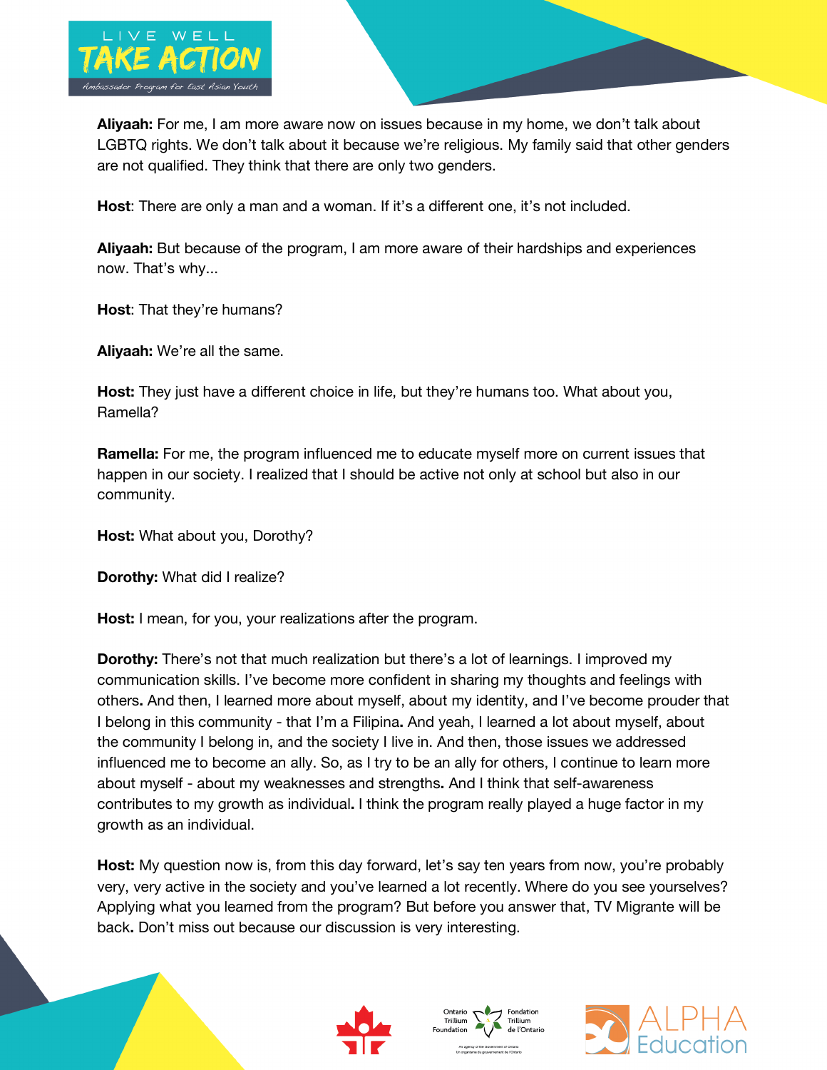**Aliyaah:** For me, I am more aware now on issues because in my home, we don't talk about LGBTQ rights. We don't talk about it because we're religious. My family said that other genders are not qualified. They think that there are only two genders.

**Host**: There are only a man and a woman. If it's a different one, it's not included.

**Aliyaah:** But because of the program, I am more aware of their hardships and experiences now. That's why...

**Host**: That they're humans?

**Aliyaah:** We're all the same.

**Host:** They just have a different choice in life, but they're humans too. What about you, Ramella?

**Ramella:** For me, the program influenced me to educate myself more on current issues that happen in our society. I realized that I should be active not only at school but also in our community.

**Host:** What about you, Dorothy?

**Dorothy:** What did I realize?

**Host:** I mean, for you, your realizations after the program.

**Dorothy:** There's not that much realization but there's a lot of learnings. I improved my communication skills. I've become more confident in sharing my thoughts and feelings with others. And then, I learned more about myself, about my identity, and I've become prouder that I belong in this community - that I'm a Filipina. And yeah, I learned a lot about myself, about the community I belong in, and the society I live in. And then, those issues we addressed influenced me to become an ally. So, as I try to be an ally for others, I continue to learn more about myself - about my weaknesses and strengths. And I think that self-awareness contributes to my growth as individual. I think the program really played a huge factor in my growth as an individual.

**Host:** My question now is, from this day forward, let's say ten years from now, you're probably very, very active in the society and you've learned a lot recently. Where do you see yourselves? Applying what you learned from the program? But before you answer that, TV Migrante will be back. Don't miss out because our discussion is very interesting.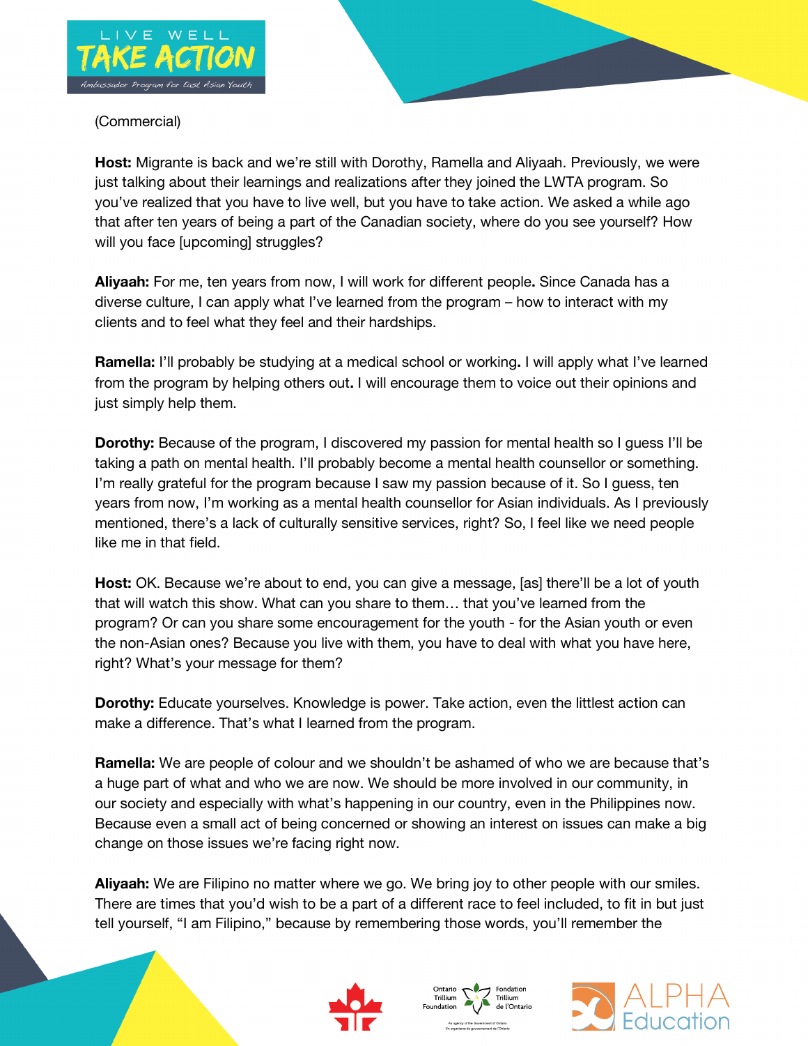(Commercial)

**Host:** Migrante is back and we're still with Dorothy, Ramella and Aliyaah. Previously, we were just talking about their learnings and realizations after they joined the LWTA program. So you've realized that you have to live well, but you have to take action. We asked a while ago that after ten years of being a part of the Canadian society, where do you see yourself? How will you face [upcoming] struggles?

**Aliyaah:** For me, ten years from now, I will work for different people**.** Since Canada has a diverse culture, I can apply what I've learned from the program – how to interact with my clients and to feel what they feel and their hardships.

**Ramella:** I'll probably be studying at a medical school or working**.** I will apply what I've learned from the program by helping others out**.** I will encourage them to voice out their opinions and just simply help them.

**Dorothy:** Because of the program, I discovered my passion for mental health so I guess I'll be taking a path on mental health. I'll probably become a mental health counsellor or something. I'm really grateful for the program because I saw my passion because of it. So I guess, ten years from now, I'm working as a mental health counsellor for Asian individuals. As I previously mentioned, there's a lack of culturally sensitive services, right? So, I feel like we need people like me in that field.

**Host:** OK. Because we're about to end, you can give a message, [as] there'll be a lot of youth that will watch this show. What can you share to them… that you've learned from the program? Or can you share some encouragement for the youth - for the Asian youth or even the non-Asian ones? Because you live with them, you have to deal with what you have here, right? What's your message for them?

**Dorothy:** Educate yourselves. Knowledge is power. Take action, even the littlest action can make a difference. That's what I learned from the program.

**Ramella:** We are people of colour and we shouldn't be ashamed of who we are because that's a huge part of what and who we are now. We should be more involved in our community, in our society and especially with what's happening in our country, even in the Philippines now. Because even a small act of being concerned or showing an interest on issues can make a big change on those issues we're facing right now.

**Aliyaah:** We are Filipino no matter where we go. We bring joy to other people with our smiles. There are times that you'd wish to be a part of a different race to feel included, to fit in but just tell yourself, "I am Filipino," because by remembering those words, you'll remember the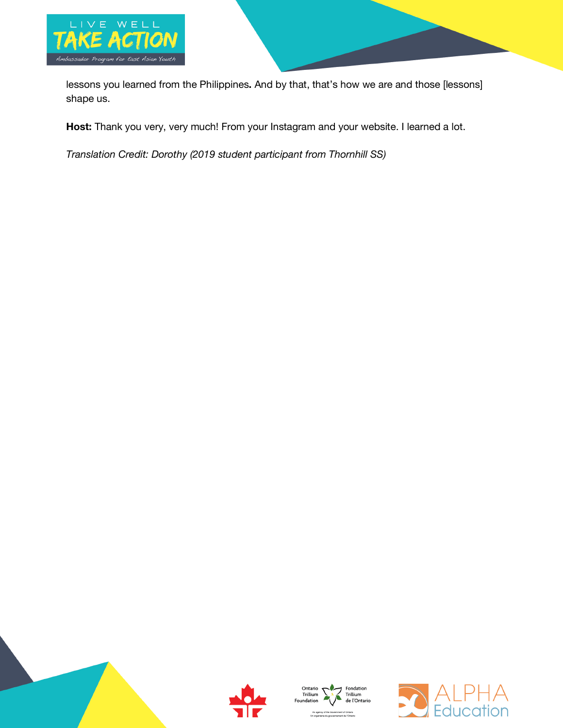lessons you learned from the Philippines**.** And by that, that's how we are and those [lessons] shape us.

**Host:** Thank you very, very much! From your Instagram and your website. I learned a lot.

*Translation Credit: Dorothy (2019 student participant from Thornhill SS)*